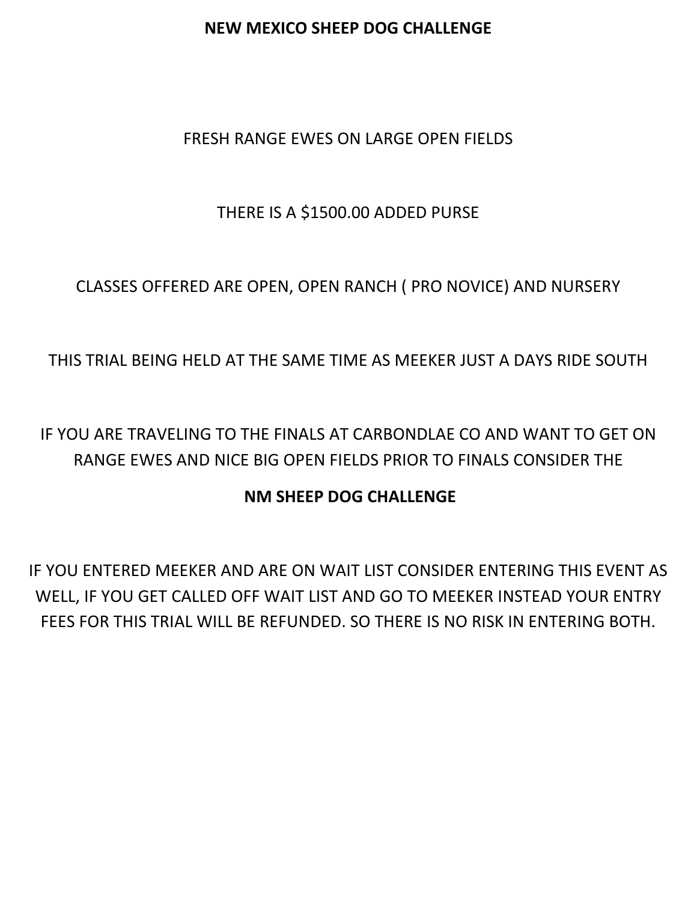# NEW MEXICO SHEEP DOG CHALLENGE

FRESH RANGE EWES ON LARGE OPEN FIELDS

THERE IS A $1500.00 ADDED PURSE

CLASSES OFFERED ARE OPEN, OPEN RANCH ( PRO NOVICE) AND NURSERY

THIS TRIAL BEING HELD AT THE SAME TIME AS MEEKER JUST A DAYS RIDE SOUTH

IF YOU ARE TRAVELING TO THE FINALS AT CARBONDLAE CO AND WANT TO GET ON RANGE EWES AND NICE BIG OPEN FIELDS PRIOR TO FINALS CONSIDER THE

**NM SHEEP DOG CHALLENGE**

IF YOU ENTERED MEEKER AND ARE ON WAIT LIST CONSIDER ENTERING THIS EVENT AS WELL, IF YOU GET CALLED OFF WAIT LIST AND GO TO MEEKER INSTEAD YOUR ENTRY FEES FOR THIS TRIAL WILL BE REFUNDED. SO THERE IS NO RISK IN ENTERING BOTH.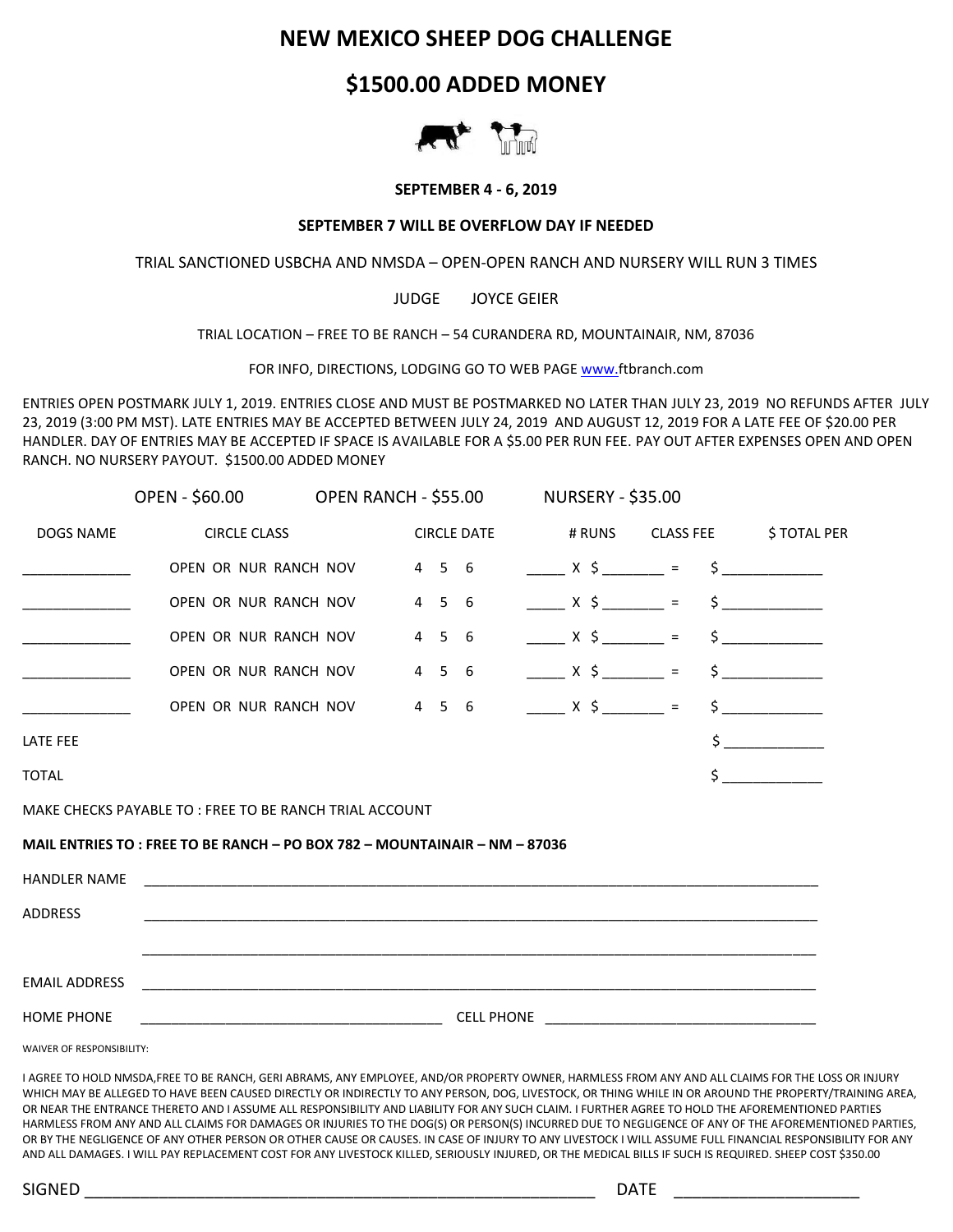# NEW MEXICO SHEEP DOG CHALLENGE

# $1500.00 ADDED MONEY

**SEPTEMBER 4 - 6, 2019**

**SEPTEMBER 7 WILL BE OVERFLOW DAY IF NEEDED**

TRIAL SANCTIONED USBCHA AND NMSDA – OPEN-OPEN RANCH AND NURSERY WILL RUN 3 TIMES

JUDGE JOYCE GEIER

TRIAL LOCATION – FREE TO BE RANCH – 54 CURANDERA RD, MOUNTAINAIR, NM, 87036

FOR INFO, DIRECTIONS, LODGING GO TO WEB PAGE www.ftbranch.com

ENTRIES OPEN POSTMARK JULY 1, 2019. ENTRIES CLOSE AND MUST BE POSTMARKED NO LATER THAN JULY 23, 2019 NO REFUNDS AFTER JULY 23, 2019 (3:00 PM MST). LATE ENTRIES MAY BE ACCEPTED BETWEEN JULY 24, 2019 AND AUGUST 12, 2019 FOR A LATE FEE OF $20.00 PER HANDLER. DAY OF ENTRIES MAY BE ACCEPTED IF SPACE IS AVAILABLE FOR A $5.00 PER RUN FEE. PAY OUT AFTER EXPENSES OPEN AND OPEN RANCH. NO NURSERY PAYOUT. $1500.00 ADDED MONEY

OPEN - $60.00 OPEN RANCH - $55.00 NURSERY - $35.00

| DOGS NAME | CIRCLE CLASS | CIRCLE DATE | # RUNS | CLASS FEE | $ TOTAL PER |
|---|---|---|---|---|---|
| ______________ | OPEN OR NUR RANCH NOV | 4 5 6 | _____ X | $ ________ = | $ _____________ |
| ______________ | OPEN OR NUR RANCH NOV | 4 5 6 | _____ X | $ ________ = | $ _____________ |
| ______________ | OPEN OR NUR RANCH NOV | 4 5 6 | _____ X | $ ________ = | $ _____________ |
| ______________ | OPEN OR NUR RANCH NOV | 4 5 6 | _____ X | $ ________ = | $ _____________ |
| ______________ | OPEN OR NUR RANCH NOV | 4 5 6 | _____ X | $ ________ = | $ _____________ |
| LATE FEE | | | | | $ _____________ |
| TOTAL | | | | | $ _____________ |

MAKE CHECKS PAYABLE TO : FREE TO BE RANCH TRIAL ACCOUNT

**MAIL ENTRIES TO : FREE TO BE RANCH – PO BOX 782 – MOUNTAINAIR – NM – 87036**

HANDLER NAME ______________________________________________

ADDRESS ______________________________________________

______________________________________________

EMAIL ADDRESS ______________________________________________

HOME PHONE ______________________ CELL PHONE ______________________

WAIVER OF RESPONSIBILITY:

I AGREE TO HOLD NMSDA,FREE TO BE RANCH, GERI ABRAMS, ANY EMPLOYEE, AND/OR PROPERTY OWNER, HARMLESS FROM ANY AND ALL CLAIMS FOR THE LOSS OR INJURY WHICH MAY BE ALLEGED TO HAVE BEEN CAUSED DIRECTLY OR INDIRECTLY TO ANY PERSON, DOG, LIVESTOCK, OR THING WHILE IN OR AROUND THE PROPERTY/TRAINING AREA, OR NEAR THE ENTRANCE THERETO AND I ASSUME ALL RESPONSIBILITY AND LIABILITY FOR ANY SUCH CLAIM. I FURTHER AGREE TO HOLD THE AFOREMENTIONED PARTIES HARMLESS FROM ANY AND ALL CLAIMS FOR DAMAGES OR INJURIES TO THE DOG(S) OR PERSON(S) INCURRED DUE TO NEGLIGENCE OF ANY OF THE AFOREMENTIONED PARTIES, OR BY THE NEGLIGENCE OF ANY OTHER PERSON OR OTHER CAUSE OR CAUSES. IN CASE OF INJURY TO ANY LIVESTOCK I WILL ASSUME FULL FINANCIAL RESPONSIBILITY FOR ANY AND ALL DAMAGES. I WILL PAY REPLACEMENT COST FOR ANY LIVESTOCK KILLED, SERIOUSLY INJURED, OR THE MEDICAL BILLS IF SUCH IS REQUIRED. SHEEP COST $350.00

SIGNED ______________________________________________ DATE ____________________